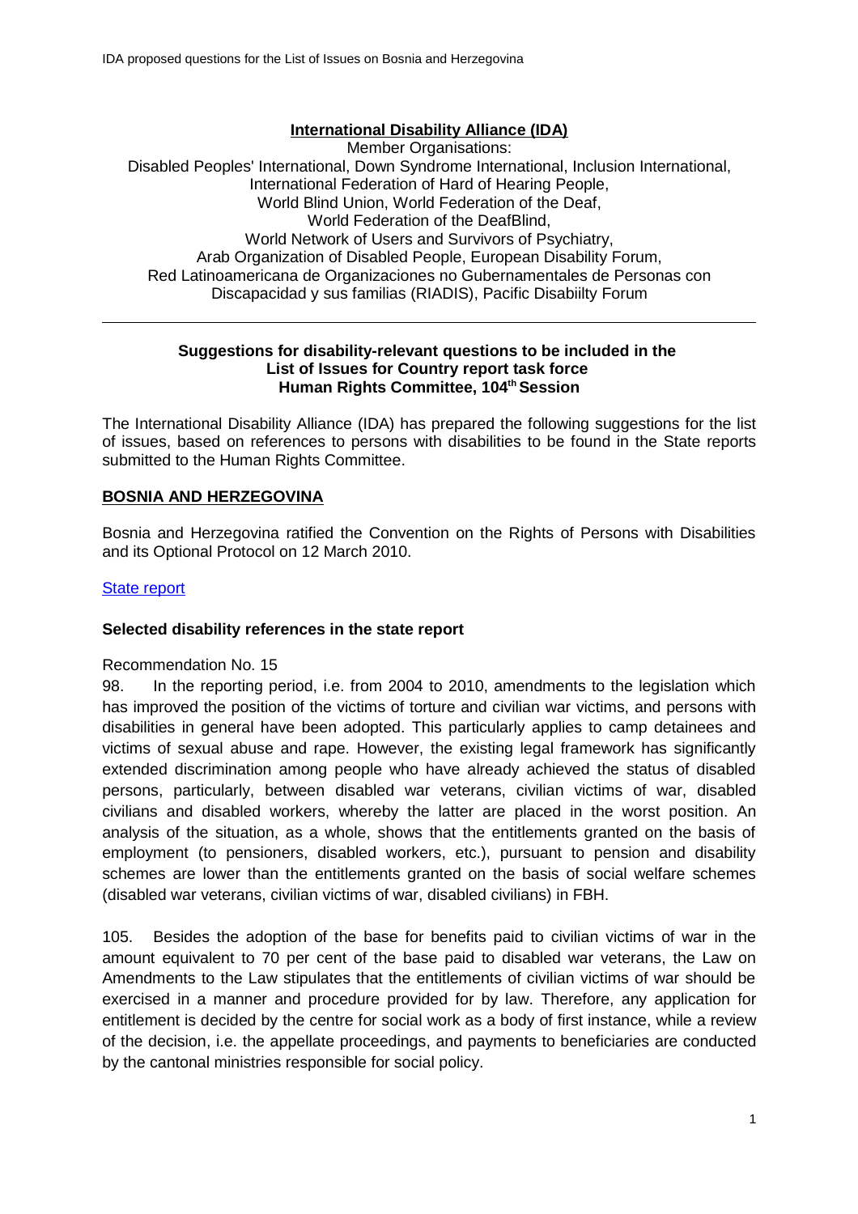**International Disability Alliance (IDA)**

Member Organisations:
Disabled Peoples' International, Down Syndrome International, Inclusion International, International Federation of Hard of Hearing People, World Blind Union, World Federation of the Deaf, World Federation of the DeafBlind, World Network of Users and Survivors of Psychiatry, Arab Organization of Disabled People, European Disability Forum, Red Latinoamericana de Organizaciones no Gubernamentales de Personas con Discapacidad y sus familias (RIADIS), Pacific Disabiilty Forum

---

**Suggestions for disability-relevant questions to be included in the List of Issues for Country report task force Human Rights Committee, 104th Session**

The International Disability Alliance (IDA) has prepared the following suggestions for the list of issues, based on references to persons with disabilities to be found in the State reports submitted to the Human Rights Committee.

## BOSNIA AND HERZEGOVINA

Bosnia and Herzegovina ratified the Convention on the Rights of Persons with Disabilities and its Optional Protocol on 12 March 2010.

State report

### Selected disability references in the state report

Recommendation No. 15

98. In the reporting period, i.e. from 2004 to 2010, amendments to the legislation which has improved the position of the victims of torture and civilian war victims, and persons with disabilities in general have been adopted. This particularly applies to camp detainees and victims of sexual abuse and rape. However, the existing legal framework has significantly extended discrimination among people who have already achieved the status of disabled persons, particularly, between disabled war veterans, civilian victims of war, disabled civilians and disabled workers, whereby the latter are placed in the worst position. An analysis of the situation, as a whole, shows that the entitlements granted on the basis of employment (to pensioners, disabled workers, etc.), pursuant to pension and disability schemes are lower than the entitlements granted on the basis of social welfare schemes (disabled war veterans, civilian victims of war, disabled civilians) in FBH.

105. Besides the adoption of the base for benefits paid to civilian victims of war in the amount equivalent to 70 per cent of the base paid to disabled war veterans, the Law on Amendments to the Law stipulates that the entitlements of civilian victims of war should be exercised in a manner and procedure provided for by law. Therefore, any application for entitlement is decided by the centre for social work as a body of first instance, while a review of the decision, i.e. the appellate proceedings, and payments to beneficiaries are conducted by the cantonal ministries responsible for social policy.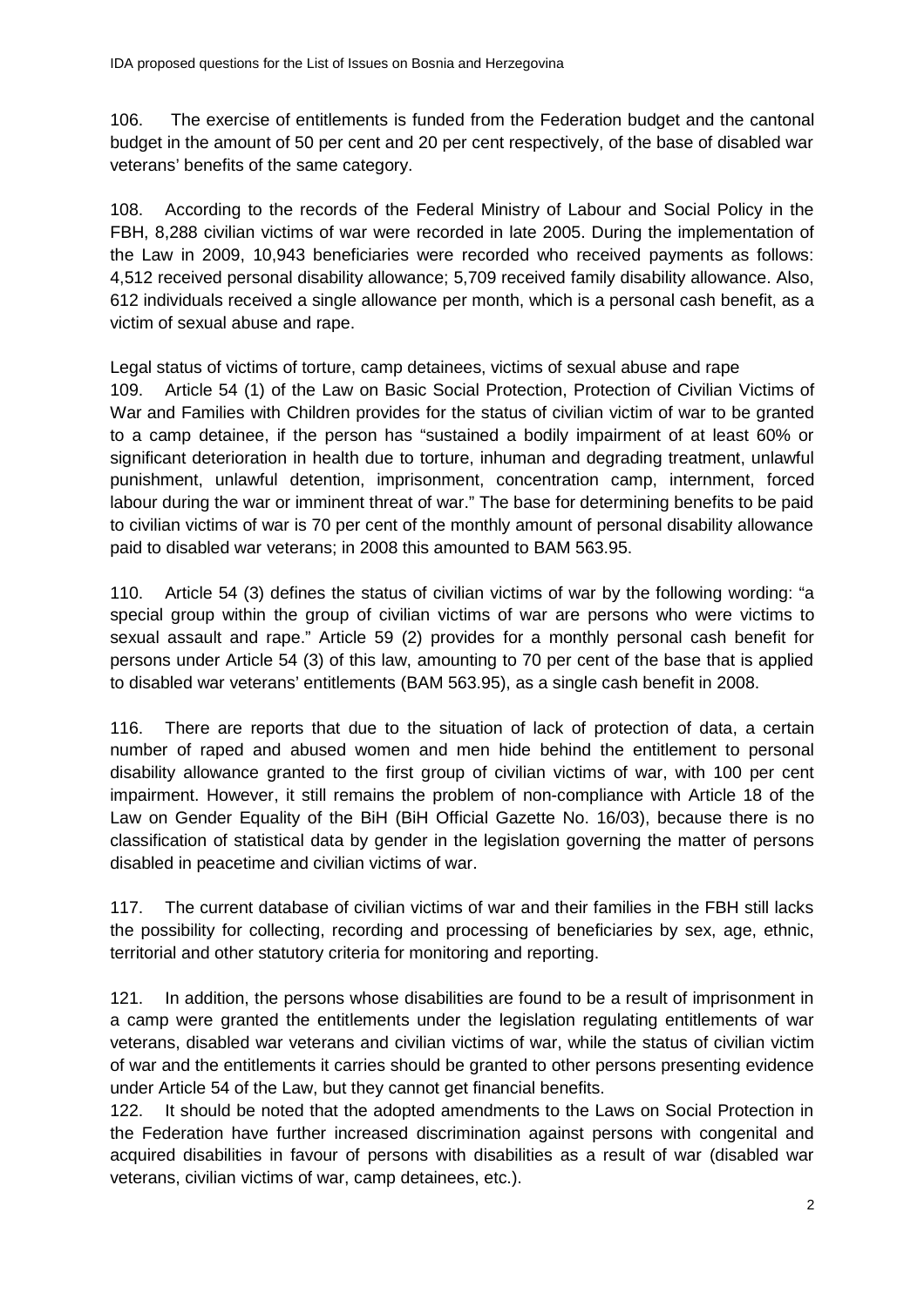106. The exercise of entitlements is funded from the Federation budget and the cantonal budget in the amount of 50 per cent and 20 per cent respectively, of the base of disabled war veterans' benefits of the same category.

108. According to the records of the Federal Ministry of Labour and Social Policy in the FBH, 8,288 civilian victims of war were recorded in late 2005. During the implementation of the Law in 2009, 10,943 beneficiaries were recorded who received payments as follows: 4,512 received personal disability allowance; 5,709 received family disability allowance. Also, 612 individuals received a single allowance per month, which is a personal cash benefit, as a victim of sexual abuse and rape.

Legal status of victims of torture, camp detainees, victims of sexual abuse and rape

109. Article 54 (1) of the Law on Basic Social Protection, Protection of Civilian Victims of War and Families with Children provides for the status of civilian victim of war to be granted to a camp detainee, if the person has "sustained a bodily impairment of at least 60% or significant deterioration in health due to torture, inhuman and degrading treatment, unlawful punishment, unlawful detention, imprisonment, concentration camp, internment, forced labour during the war or imminent threat of war." The base for determining benefits to be paid to civilian victims of war is 70 per cent of the monthly amount of personal disability allowance paid to disabled war veterans; in 2008 this amounted to BAM 563.95.

110. Article 54 (3) defines the status of civilian victims of war by the following wording: "a special group within the group of civilian victims of war are persons who were victims to sexual assault and rape." Article 59 (2) provides for a monthly personal cash benefit for persons under Article 54 (3) of this law, amounting to 70 per cent of the base that is applied to disabled war veterans' entitlements (BAM 563.95), as a single cash benefit in 2008.

116. There are reports that due to the situation of lack of protection of data, a certain number of raped and abused women and men hide behind the entitlement to personal disability allowance granted to the first group of civilian victims of war, with 100 per cent impairment. However, it still remains the problem of non-compliance with Article 18 of the Law on Gender Equality of the BiH (BiH Official Gazette No. 16/03), because there is no classification of statistical data by gender in the legislation governing the matter of persons disabled in peacetime and civilian victims of war.

117. The current database of civilian victims of war and their families in the FBH still lacks the possibility for collecting, recording and processing of beneficiaries by sex, age, ethnic, territorial and other statutory criteria for monitoring and reporting.

121. In addition, the persons whose disabilities are found to be a result of imprisonment in a camp were granted the entitlements under the legislation regulating entitlements of war veterans, disabled war veterans and civilian victims of war, while the status of civilian victim of war and the entitlements it carries should be granted to other persons presenting evidence under Article 54 of the Law, but they cannot get financial benefits.

122. It should be noted that the adopted amendments to the Laws on Social Protection in the Federation have further increased discrimination against persons with congenital and acquired disabilities in favour of persons with disabilities as a result of war (disabled war veterans, civilian victims of war, camp detainees, etc.).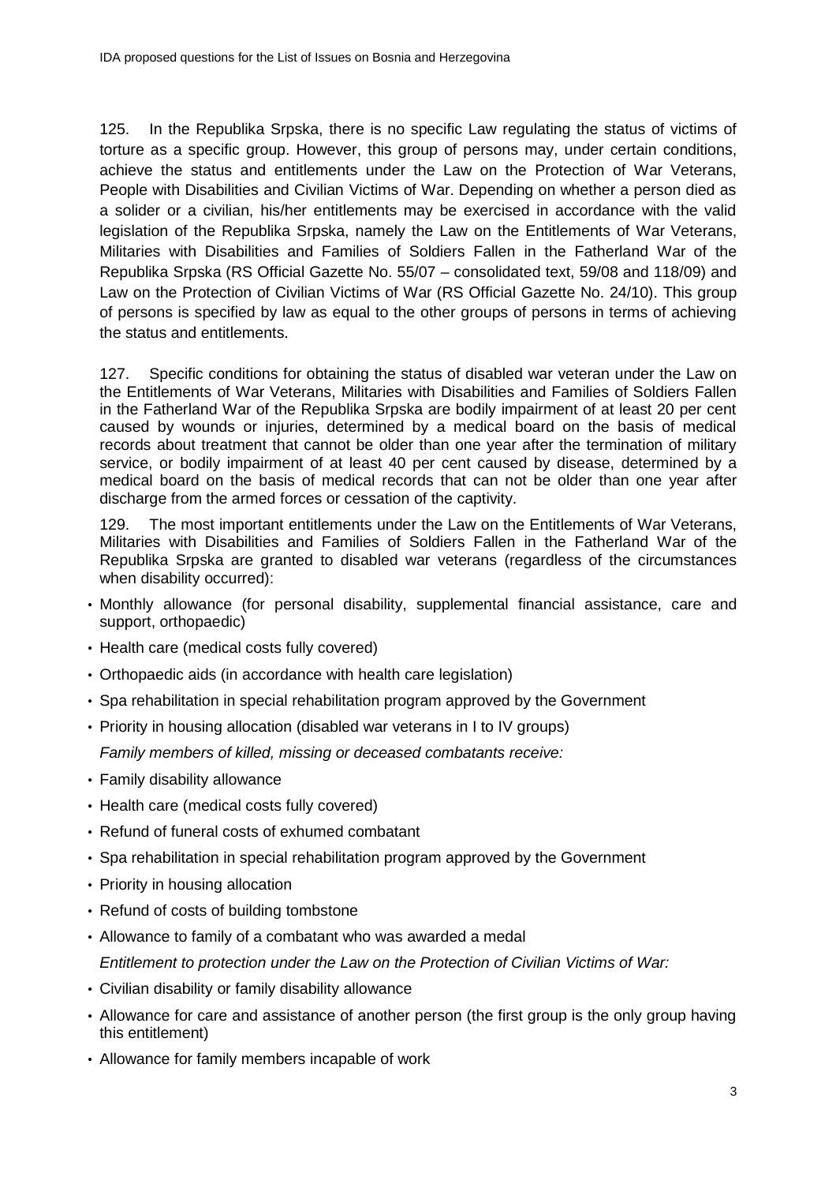125. In the Republika Srpska, there is no specific Law regulating the status of victims of torture as a specific group. However, this group of persons may, under certain conditions, achieve the status and entitlements under the Law on the Protection of War Veterans, People with Disabilities and Civilian Victims of War. Depending on whether a person died as a solider or a civilian, his/her entitlements may be exercised in accordance with the valid legislation of the Republika Srpska, namely the Law on the Entitlements of War Veterans, Militaries with Disabilities and Families of Soldiers Fallen in the Fatherland War of the Republika Srpska (RS Official Gazette No. 55/07 – consolidated text, 59/08 and 118/09) and Law on the Protection of Civilian Victims of War (RS Official Gazette No. 24/10). This group of persons is specified by law as equal to the other groups of persons in terms of achieving the status and entitlements.

127. Specific conditions for obtaining the status of disabled war veteran under the Law on the Entitlements of War Veterans, Militaries with Disabilities and Families of Soldiers Fallen in the Fatherland War of the Republika Srpska are bodily impairment of at least 20 per cent caused by wounds or injuries, determined by a medical board on the basis of medical records about treatment that cannot be older than one year after the termination of military service, or bodily impairment of at least 40 per cent caused by disease, determined by a medical board on the basis of medical records that can not be older than one year after discharge from the armed forces or cessation of the captivity.

129. The most important entitlements under the Law on the Entitlements of War Veterans, Militaries with Disabilities and Families of Soldiers Fallen in the Fatherland War of the Republika Srpska are granted to disabled war veterans (regardless of the circumstances when disability occurred):

- Monthly allowance (for personal disability, supplemental financial assistance, care and support, orthopaedic)
- Health care (medical costs fully covered)
- Orthopaedic aids (in accordance with health care legislation)
- Spa rehabilitation in special rehabilitation program approved by the Government
- Priority in housing allocation (disabled war veterans in I to IV groups)

*Family members of killed, missing or deceased combatants receive:*

- Family disability allowance
- Health care (medical costs fully covered)
- Refund of funeral costs of exhumed combatant
- Spa rehabilitation in special rehabilitation program approved by the Government
- Priority in housing allocation
- Refund of costs of building tombstone
- Allowance to family of a combatant who was awarded a medal

*Entitlement to protection under the Law on the Protection of Civilian Victims of War:*

- Civilian disability or family disability allowance
- Allowance for care and assistance of another person (the first group is the only group having this entitlement)
- Allowance for family members incapable of work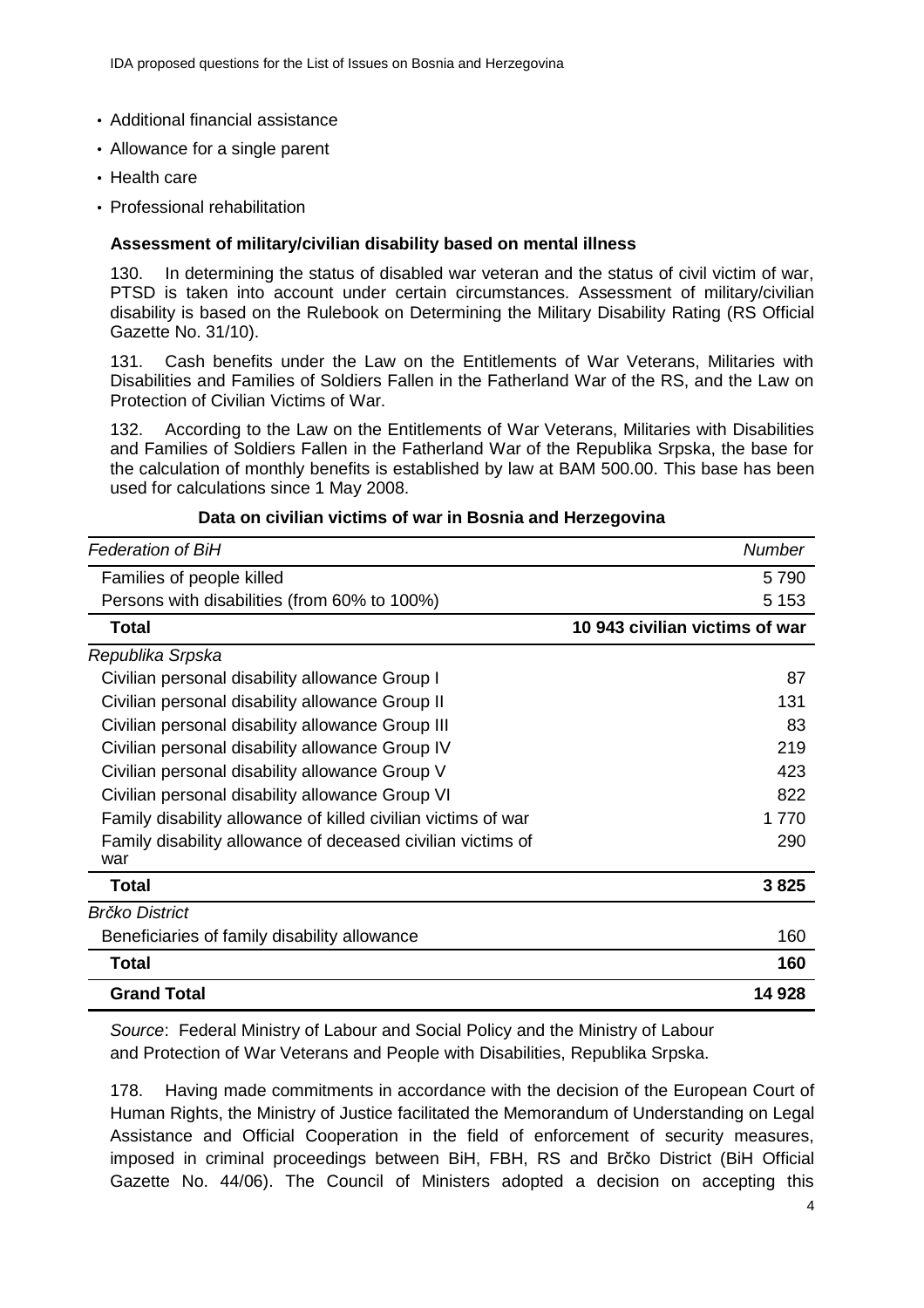- Additional financial assistance
- Allowance for a single parent
- Health care
- Professional rehabilitation

**Assessment of military/civilian disability based on mental illness**

130. In determining the status of disabled war veteran and the status of civil victim of war, PTSD is taken into account under certain circumstances. Assessment of military/civilian disability is based on the Rulebook on Determining the Military Disability Rating (RS Official Gazette No. 31/10).

131. Cash benefits under the Law on the Entitlements of War Veterans, Militaries with Disabilities and Families of Soldiers Fallen in the Fatherland War of the RS, and the Law on Protection of Civilian Victims of War.

132. According to the Law on the Entitlements of War Veterans, Militaries with Disabilities and Families of Soldiers Fallen in the Fatherland War of the Republika Srpska, the base for the calculation of monthly benefits is established by law at BAM 500.00. This base has been used for calculations since 1 May 2008.

**Data on civilian victims of war in Bosnia and Herzegovina**

| *Federation of BiH* | *Number* |
|---|---|
| Families of people killed | 5 790 |
| Persons with disabilities (from 60% to 100%) | 5 153 |
| **Total** | **10 943 civilian victims of war** |
| *Republika Srpska* | |
| Civilian personal disability allowance Group I | 87 |
| Civilian personal disability allowance Group II | 131 |
| Civilian personal disability allowance Group III | 83 |
| Civilian personal disability allowance Group IV | 219 |
| Civilian personal disability allowance Group V | 423 |
| Civilian personal disability allowance Group VI | 822 |
| Family disability allowance of killed civilian victims of war | 1 770 |
| Family disability allowance of deceased civilian victims of war | 290 |
| **Total** | **3 825** |
| *Brčko District* | |
| Beneficiaries of family disability allowance | 160 |
| **Total** | **160** |
| **Grand Total** | **14 928** |

*Source*: Federal Ministry of Labour and Social Policy and the Ministry of Labour and Protection of War Veterans and People with Disabilities, Republika Srpska.

178. Having made commitments in accordance with the decision of the European Court of Human Rights, the Ministry of Justice facilitated the Memorandum of Understanding on Legal Assistance and Official Cooperation in the field of enforcement of security measures, imposed in criminal proceedings between BiH, FBH, RS and Brčko District (BiH Official Gazette No. 44/06). The Council of Ministers adopted a decision on accepting this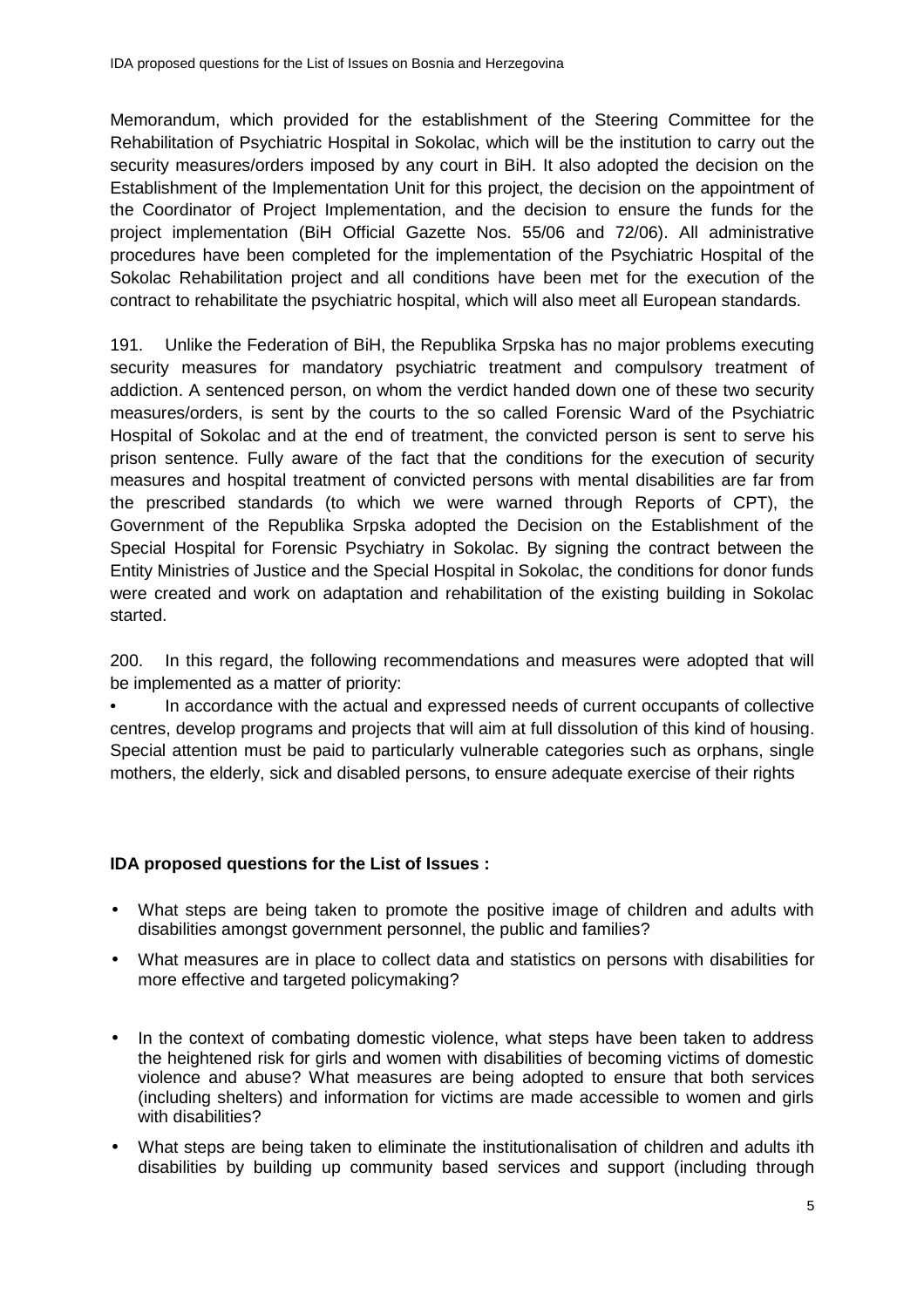Memorandum, which provided for the establishment of the Steering Committee for the Rehabilitation of Psychiatric Hospital in Sokolac, which will be the institution to carry out the security measures/orders imposed by any court in BiH. It also adopted the decision on the Establishment of the Implementation Unit for this project, the decision on the appointment of the Coordinator of Project Implementation, and the decision to ensure the funds for the project implementation (BiH Official Gazette Nos. 55/06 and 72/06). All administrative procedures have been completed for the implementation of the Psychiatric Hospital of the Sokolac Rehabilitation project and all conditions have been met for the execution of the contract to rehabilitate the psychiatric hospital, which will also meet all European standards.

191. Unlike the Federation of BiH, the Republika Srpska has no major problems executing security measures for mandatory psychiatric treatment and compulsory treatment of addiction. A sentenced person, on whom the verdict handed down one of these two security measures/orders, is sent by the courts to the so called Forensic Ward of the Psychiatric Hospital of Sokolac and at the end of treatment, the convicted person is sent to serve his prison sentence. Fully aware of the fact that the conditions for the execution of security measures and hospital treatment of convicted persons with mental disabilities are far from the prescribed standards (to which we were warned through Reports of CPT), the Government of the Republika Srpska adopted the Decision on the Establishment of the Special Hospital for Forensic Psychiatry in Sokolac. By signing the contract between the Entity Ministries of Justice and the Special Hospital in Sokolac, the conditions for donor funds were created and work on adaptation and rehabilitation of the existing building in Sokolac started.

200. In this regard, the following recommendations and measures were adopted that will be implemented as a matter of priority:

- In accordance with the actual and expressed needs of current occupants of collective centres, develop programs and projects that will aim at full dissolution of this kind of housing. Special attention must be paid to particularly vulnerable categories such as orphans, single mothers, the elderly, sick and disabled persons, to ensure adequate exercise of their rights

**IDA proposed questions for the List of Issues :**

- What steps are being taken to promote the positive image of children and adults with disabilities amongst government personnel, the public and families?
- What measures are in place to collect data and statistics on persons with disabilities for more effective and targeted policymaking?
- In the context of combating domestic violence, what steps have been taken to address the heightened risk for girls and women with disabilities of becoming victims of domestic violence and abuse? What measures are being adopted to ensure that both services (including shelters) and information for victims are made accessible to women and girls with disabilities?
- What steps are being taken to eliminate the institutionalisation of children and adults ith disabilities by building up community based services and support (including through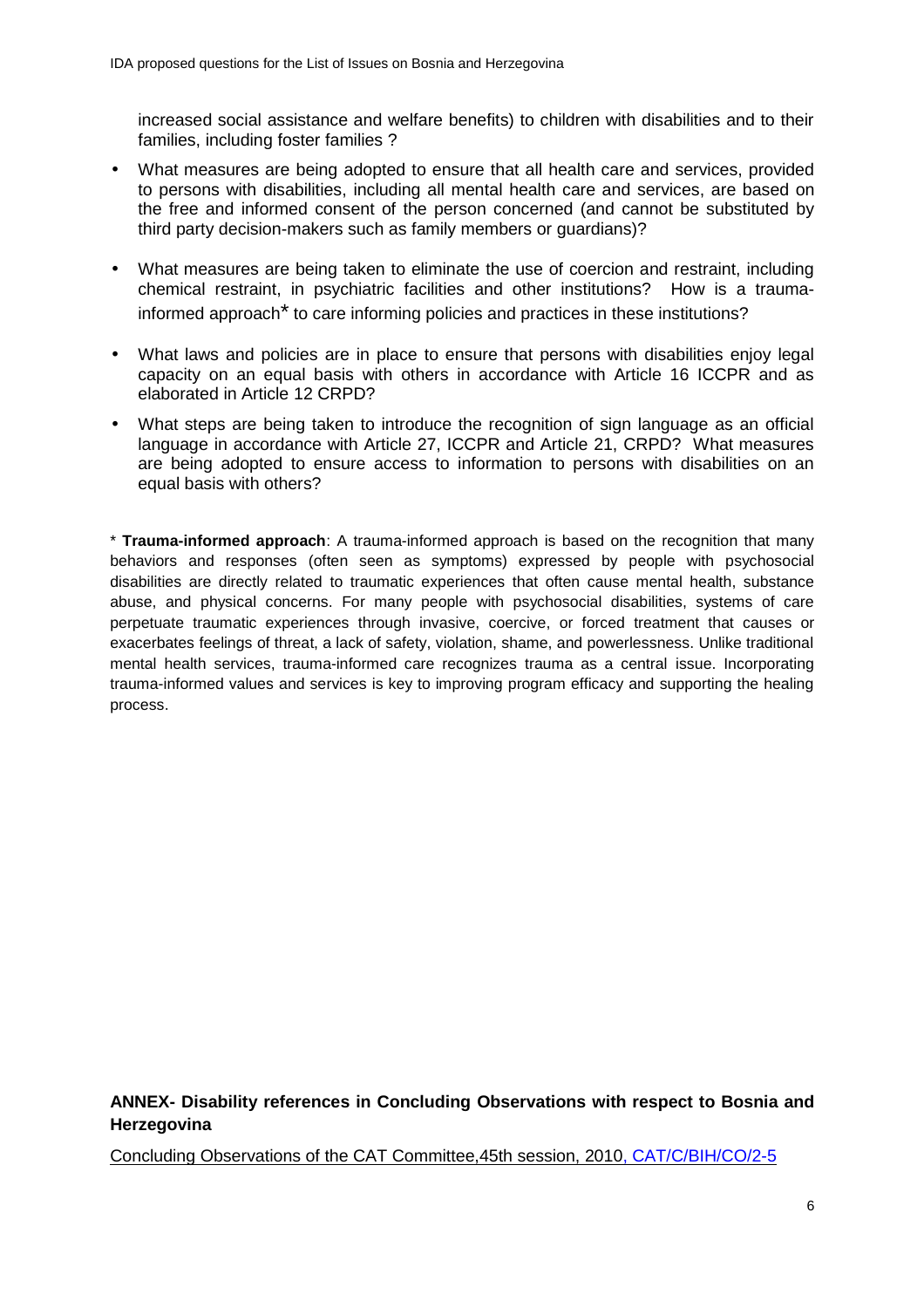increased social assistance and welfare benefits) to children with disabilities and to their families, including foster families ?

- What measures are being adopted to ensure that all health care and services, provided to persons with disabilities, including all mental health care and services, are based on the free and informed consent of the person concerned (and cannot be substituted by third party decision-makers such as family members or guardians)?
- What measures are being taken to eliminate the use of coercion and restraint, including chemical restraint, in psychiatric facilities and other institutions? How is a trauma-informed approach* to care informing policies and practices in these institutions?
- What laws and policies are in place to ensure that persons with disabilities enjoy legal capacity on an equal basis with others in accordance with Article 16 ICCPR and as elaborated in Article 12 CRPD?
- What steps are being taken to introduce the recognition of sign language as an official language in accordance with Article 27, ICCPR and Article 21, CRPD? What measures are being adopted to ensure access to information to persons with disabilities on an equal basis with others?

* **Trauma-informed approach**: A trauma-informed approach is based on the recognition that many behaviors and responses (often seen as symptoms) expressed by people with psychosocial disabilities are directly related to traumatic experiences that often cause mental health, substance abuse, and physical concerns. For many people with psychosocial disabilities, systems of care perpetuate traumatic experiences through invasive, coercive, or forced treatment that causes or exacerbates feelings of threat, a lack of safety, violation, shame, and powerlessness. Unlike traditional mental health services, trauma-informed care recognizes trauma as a central issue. Incorporating trauma-informed values and services is key to improving program efficacy and supporting the healing process.

**ANNEX- Disability references in Concluding Observations with respect to Bosnia and Herzegovina**

Concluding Observations of the CAT Committee,45th session, 2010, CAT/C/BIH/CO/2-5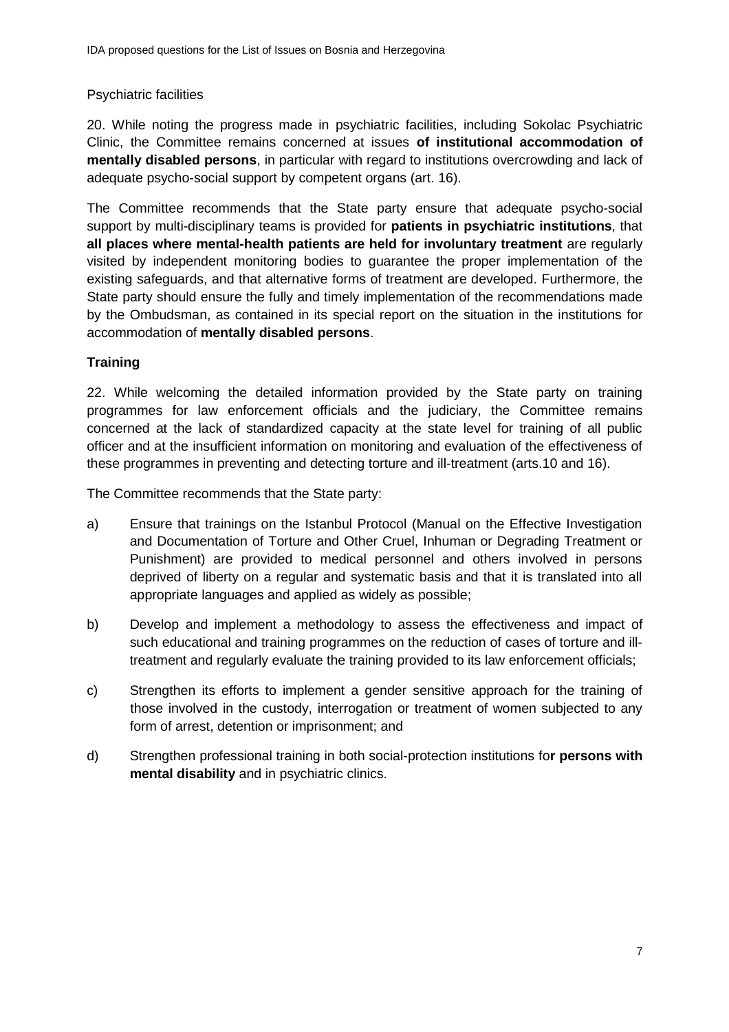Psychiatric facilities

20. While noting the progress made in psychiatric facilities, including Sokolac Psychiatric Clinic, the Committee remains concerned at issues **of institutional accommodation of mentally disabled persons**, in particular with regard to institutions overcrowding and lack of adequate psycho-social support by competent organs (art. 16).

The Committee recommends that the State party ensure that adequate psycho-social support by multi-disciplinary teams is provided for **patients in psychiatric institutions**, that **all places where mental-health patients are held for involuntary treatment** are regularly visited by independent monitoring bodies to guarantee the proper implementation of the existing safeguards, and that alternative forms of treatment are developed. Furthermore, the State party should ensure the fully and timely implementation of the recommendations made by the Ombudsman, as contained in its special report on the situation in the institutions for accommodation of **mentally disabled persons**.

**Training**

22. While welcoming the detailed information provided by the State party on training programmes for law enforcement officials and the judiciary, the Committee remains concerned at the lack of standardized capacity at the state level for training of all public officer and at the insufficient information on monitoring and evaluation of the effectiveness of these programmes in preventing and detecting torture and ill-treatment (arts.10 and 16).

The Committee recommends that the State party:

a) Ensure that trainings on the Istanbul Protocol (Manual on the Effective Investigation and Documentation of Torture and Other Cruel, Inhuman or Degrading Treatment or Punishment) are provided to medical personnel and others involved in persons deprived of liberty on a regular and systematic basis and that it is translated into all appropriate languages and applied as widely as possible;

b) Develop and implement a methodology to assess the effectiveness and impact of such educational and training programmes on the reduction of cases of torture and ill-treatment and regularly evaluate the training provided to its law enforcement officials;

c) Strengthen its efforts to implement a gender sensitive approach for the training of those involved in the custody, interrogation or treatment of women subjected to any form of arrest, detention or imprisonment; and

d) Strengthen professional training in both social-protection institutions fo**r persons with mental disability** and in psychiatric clinics.